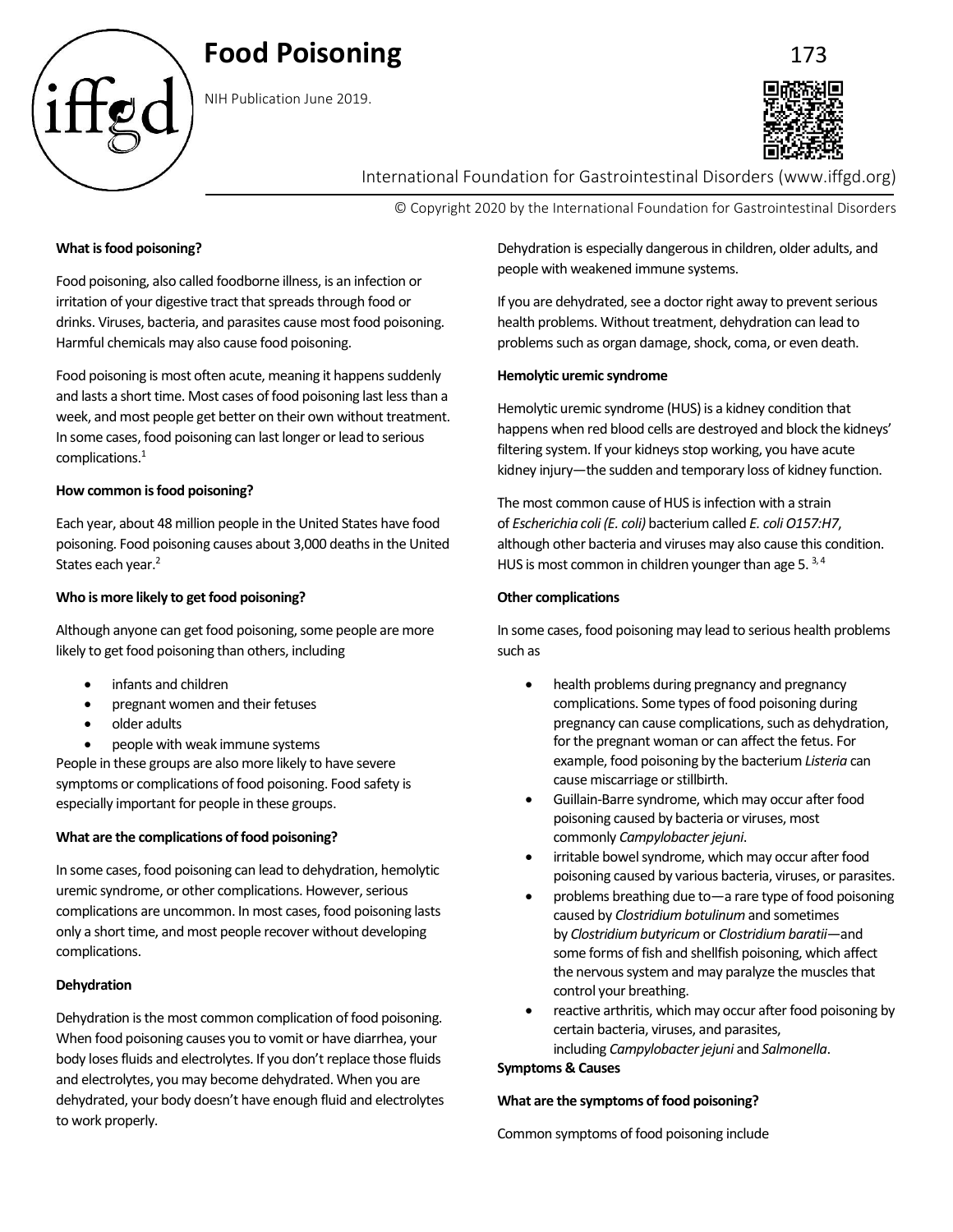# Food Poisoning

NIH Publication June 2019.

International Foundation for Gastrointestinal Disorders (www.iffgd.org)

© Copyright 2020 by the International Foundation for Gastrointestinal Disorders

**What is food poisoning?**

Food poisoning, also called foodborne illness, is an infection or irritation of your digestive tract that spreads through food or drinks. Viruses, bacteria, and parasites cause most food poisoning. Harmful chemicals may also cause food poisoning.

Food poisoning is most often acute, meaning it happens suddenly and lasts a short time. Most cases of food poisoning last less than a week, and most people get better on their own without treatment. In some cases, food poisoning can last longer or lead to serious complications.[1]

**How common is food poisoning?**

Each year, about 48 million people in the United States have food poisoning. Food poisoning causes about 3,000 deaths in the United States each year.[2]

**Who is more likely to get food poisoning?**

Although anyone can get food poisoning, some people are more likely to get food poisoning than others, including

- infants and children
- pregnant women and their fetuses
- older adults
- people with weak immune systems

People in these groups are also more likely to have severe symptoms or complications of food poisoning. Food safety is especially important for people in these groups.

**What are the complications of food poisoning?**

In some cases, food poisoning can lead to dehydration, hemolytic uremic syndrome, or other complications. However, serious complications are uncommon. In most cases, food poisoning lasts only a short time, and most people recover without developing complications.

**Dehydration**

Dehydration is the most common complication of food poisoning. When food poisoning causes you to vomit or have diarrhea, your body loses fluids and electrolytes. If you don't replace those fluids and electrolytes, you may become dehydrated. When you are dehydrated, your body doesn't have enough fluid and electrolytes to work properly.

Dehydration is especially dangerous in children, older adults, and people with weakened immune systems.

If you are dehydrated, see a doctor right away to prevent serious health problems. Without treatment, dehydration can lead to problems such as organ damage, shock, coma, or even death.

**Hemolytic uremic syndrome**

Hemolytic uremic syndrome (HUS) is a kidney condition that happens when red blood cells are destroyed and block the kidneys' filtering system. If your kidneys stop working, you have acute kidney injury—the sudden and temporary loss of kidney function.

The most common cause of HUS is infection with a strain of *Escherichia coli (E. coli)* bacterium called *E. coli O157:H7*, although other bacteria and viruses may also cause this condition. HUS is most common in children younger than age 5.[3,4]

**Other complications**

In some cases, food poisoning may lead to serious health problems such as

- health problems during pregnancy and pregnancy complications. Some types of food poisoning during pregnancy can cause complications, such as dehydration, for the pregnant woman or can affect the fetus. For example, food poisoning by the bacterium *Listeria* can cause miscarriage or stillbirth.
- Guillain-Barre syndrome, which may occur after food poisoning caused by bacteria or viruses, most commonly *Campylobacter jejuni*.
- irritable bowel syndrome, which may occur after food poisoning caused by various bacteria, viruses, or parasites.
- problems breathing due to—a rare type of food poisoning caused by *Clostridium botulinum* and sometimes by *Clostridium butyricum* or *Clostridium baratii*—and some forms of fish and shellfish poisoning, which affect the nervous system and may paralyze the muscles that control your breathing.
- reactive arthritis, which may occur after food poisoning by certain bacteria, viruses, and parasites, including *Campylobacter jejuni* and *Salmonella*.

**Symptoms & Causes**

**What are the symptoms of food poisoning?**

Common symptoms of food poisoning include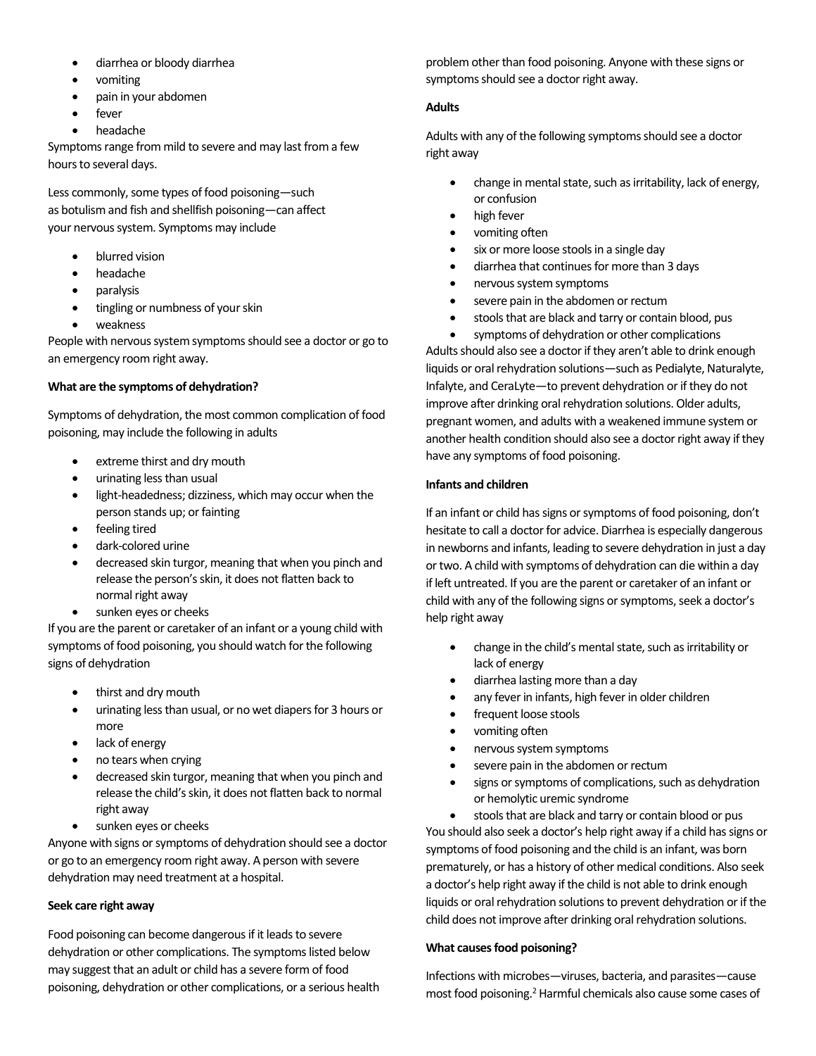- diarrhea or bloody diarrhea
- vomiting
- pain in your abdomen
- fever
- headache

Symptoms range from mild to severe and may last from a few hours to several days.

Less commonly, some types of food poisoning—such as botulism and fish and shellfish poisoning—can affect your nervous system. Symptoms may include

- blurred vision
- headache
- paralysis
- tingling or numbness of your skin
- weakness

People with nervous system symptoms should see a doctor or go to an emergency room right away.

**What are the symptoms of dehydration?**

Symptoms of dehydration, the most common complication of food poisoning, may include the following in adults

- extreme thirst and dry mouth
- urinating less than usual
- light-headedness; dizziness, which may occur when the person stands up; or fainting
- feeling tired
- dark-colored urine
- decreased skin turgor, meaning that when you pinch and release the person's skin, it does not flatten back to normal right away
- sunken eyes or cheeks

If you are the parent or caretaker of an infant or a young child with symptoms of food poisoning, you should watch for the following signs of dehydration

- thirst and dry mouth
- urinating less than usual, or no wet diapers for 3 hours or more
- lack of energy
- no tears when crying
- decreased skin turgor, meaning that when you pinch and release the child's skin, it does not flatten back to normal right away
- sunken eyes or cheeks

Anyone with signs or symptoms of dehydration should see a doctor or go to an emergency room right away. A person with severe dehydration may need treatment at a hospital.

**Seek care right away**

Food poisoning can become dangerous if it leads to severe dehydration or other complications. The symptoms listed below may suggest that an adult or child has a severe form of food poisoning, dehydration or other complications, or a serious health problem other than food poisoning. Anyone with these signs or symptoms should see a doctor right away.

**Adults**

Adults with any of the following symptoms should see a doctor right away

- change in mental state, such as irritability, lack of energy, or confusion
- high fever
- vomiting often
- six or more loose stools in a single day
- diarrhea that continues for more than 3 days
- nervous system symptoms
- severe pain in the abdomen or rectum
- stools that are black and tarry or contain blood, pus
- symptoms of dehydration or other complications

Adults should also see a doctor if they aren't able to drink enough liquids or oral rehydration solutions—such as Pedialyte, Naturalyte, Infalyte, and CeraLyte—to prevent dehydration or if they do not improve after drinking oral rehydration solutions. Older adults, pregnant women, and adults with a weakened immune system or another health condition should also see a doctor right away if they have any symptoms of food poisoning.

**Infants and children**

If an infant or child has signs or symptoms of food poisoning, don't hesitate to call a doctor for advice. Diarrhea is especially dangerous in newborns and infants, leading to severe dehydration in just a day or two. A child with symptoms of dehydration can die within a day if left untreated. If you are the parent or caretaker of an infant or child with any of the following signs or symptoms, seek a doctor's help right away

- change in the child's mental state, such as irritability or lack of energy
- diarrhea lasting more than a day
- any fever in infants, high fever in older children
- frequent loose stools
- vomiting often
- nervous system symptoms
- severe pain in the abdomen or rectum
- signs or symptoms of complications, such as dehydration or hemolytic uremic syndrome
- stools that are black and tarry or contain blood or pus

You should also seek a doctor's help right away if a child has signs or symptoms of food poisoning and the child is an infant, was born prematurely, or has a history of other medical conditions. Also seek a doctor's help right away if the child is not able to drink enough liquids or oral rehydration solutions to prevent dehydration or if the child does not improve after drinking oral rehydration solutions.

**What causes food poisoning?**

Infections with microbes—viruses, bacteria, and parasites—cause most food poisoning.[2] Harmful chemicals also cause some cases of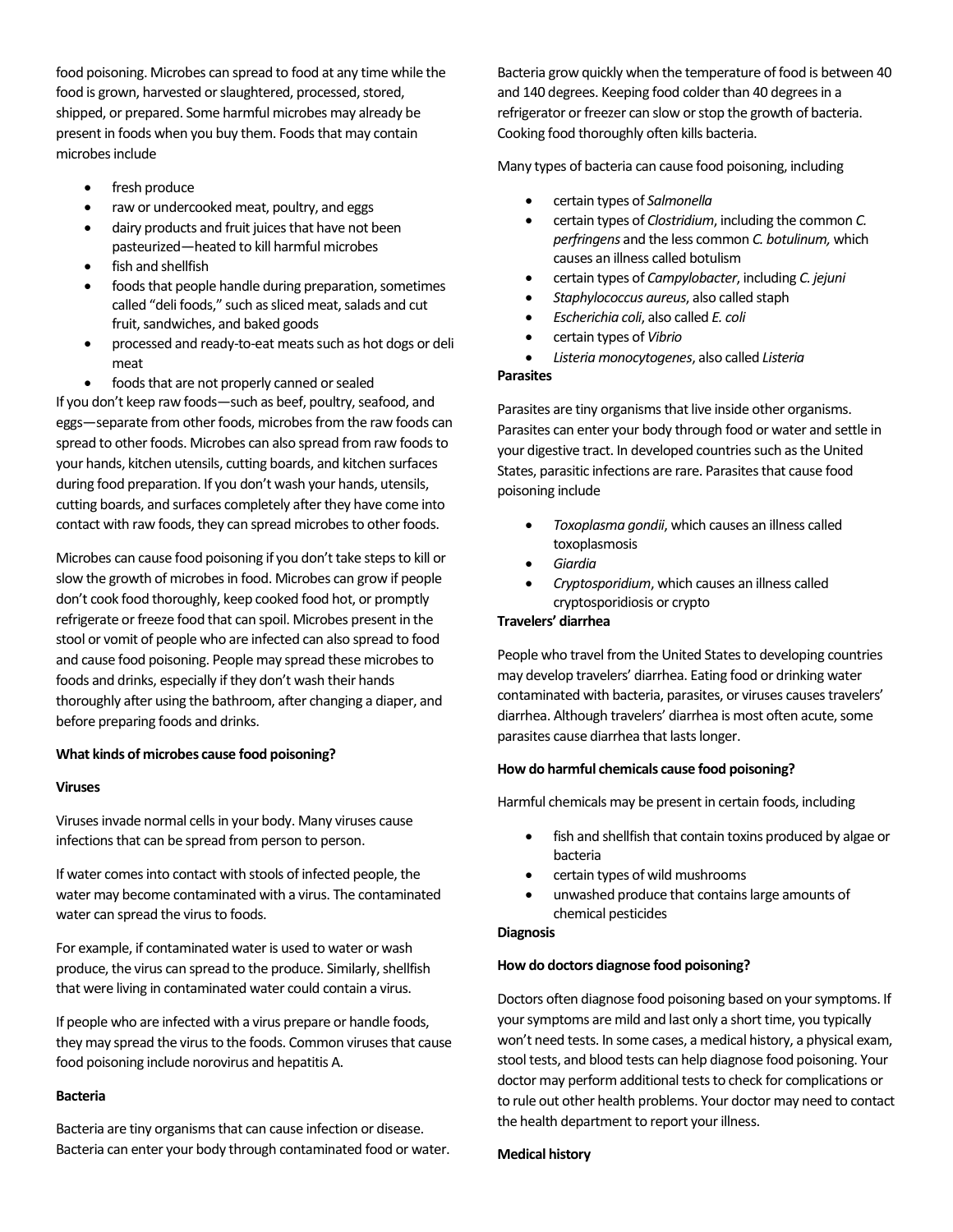food poisoning. Microbes can spread to food at any time while the food is grown, harvested or slaughtered, processed, stored, shipped, or prepared. Some harmful microbes may already be present in foods when you buy them. Foods that may contain microbes include

- fresh produce
- raw or undercooked meat, poultry, and eggs
- dairy products and fruit juices that have not been pasteurized—heated to kill harmful microbes
- fish and shellfish
- foods that people handle during preparation, sometimes called "deli foods," such as sliced meat, salads and cut fruit, sandwiches, and baked goods
- processed and ready-to-eat meats such as hot dogs or deli meat
- foods that are not properly canned or sealed

If you don't keep raw foods—such as beef, poultry, seafood, and eggs—separate from other foods, microbes from the raw foods can spread to other foods. Microbes can also spread from raw foods to your hands, kitchen utensils, cutting boards, and kitchen surfaces during food preparation. If you don't wash your hands, utensils, cutting boards, and surfaces completely after they have come into contact with raw foods, they can spread microbes to other foods.

Microbes can cause food poisoning if you don't take steps to kill or slow the growth of microbes in food. Microbes can grow if people don't cook food thoroughly, keep cooked food hot, or promptly refrigerate or freeze food that can spoil. Microbes present in the stool or vomit of people who are infected can also spread to food and cause food poisoning. People may spread these microbes to foods and drinks, especially if they don't wash their hands thoroughly after using the bathroom, after changing a diaper, and before preparing foods and drinks.

**What kinds of microbes cause food poisoning?**

**Viruses**

Viruses invade normal cells in your body. Many viruses cause infections that can be spread from person to person.

If water comes into contact with stools of infected people, the water may become contaminated with a virus. The contaminated water can spread the virus to foods.

For example, if contaminated water is used to water or wash produce, the virus can spread to the produce. Similarly, shellfish that were living in contaminated water could contain a virus.

If people who are infected with a virus prepare or handle foods, they may spread the virus to the foods. Common viruses that cause food poisoning include norovirus and hepatitis A.

**Bacteria**

Bacteria are tiny organisms that can cause infection or disease. Bacteria can enter your body through contaminated food or water. Bacteria grow quickly when the temperature of food is between 40 and 140 degrees. Keeping food colder than 40 degrees in a refrigerator or freezer can slow or stop the growth of bacteria. Cooking food thoroughly often kills bacteria.

Many types of bacteria can cause food poisoning, including

- certain types of *Salmonella*
- certain types of *Clostridium*, including the common *C. perfringens* and the less common *C. botulinum,* which causes an illness called botulism
- certain types of *Campylobacter*, including *C. jejuni*
- *Staphylococcus aureus*, also called staph
- *Escherichia coli*, also called *E. coli*
- certain types of *Vibrio*
- *Listeria monocytogenes*, also called *Listeria*

**Parasites**

Parasites are tiny organisms that live inside other organisms. Parasites can enter your body through food or water and settle in your digestive tract. In developed countries such as the United States, parasitic infections are rare. Parasites that cause food poisoning include

- *Toxoplasma gondii*, which causes an illness called toxoplasmosis
- *Giardia*
- *Cryptosporidium*, which causes an illness called cryptosporidiosis or crypto

**Travelers' diarrhea**

People who travel from the United States to developing countries may develop travelers' diarrhea. Eating food or drinking water contaminated with bacteria, parasites, or viruses causes travelers' diarrhea. Although travelers' diarrhea is most often acute, some parasites cause diarrhea that lasts longer.

**How do harmful chemicals cause food poisoning?**

Harmful chemicals may be present in certain foods, including

- fish and shellfish that contain toxins produced by algae or bacteria
- certain types of wild mushrooms
- unwashed produce that contains large amounts of chemical pesticides

**Diagnosis**

**How do doctors diagnose food poisoning?**

Doctors often diagnose food poisoning based on your symptoms. If your symptoms are mild and last only a short time, you typically won't need tests. In some cases, a medical history, a physical exam, stool tests, and blood tests can help diagnose food poisoning. Your doctor may perform additional tests to check for complications or to rule out other health problems. Your doctor may need to contact the health department to report your illness.

**Medical history**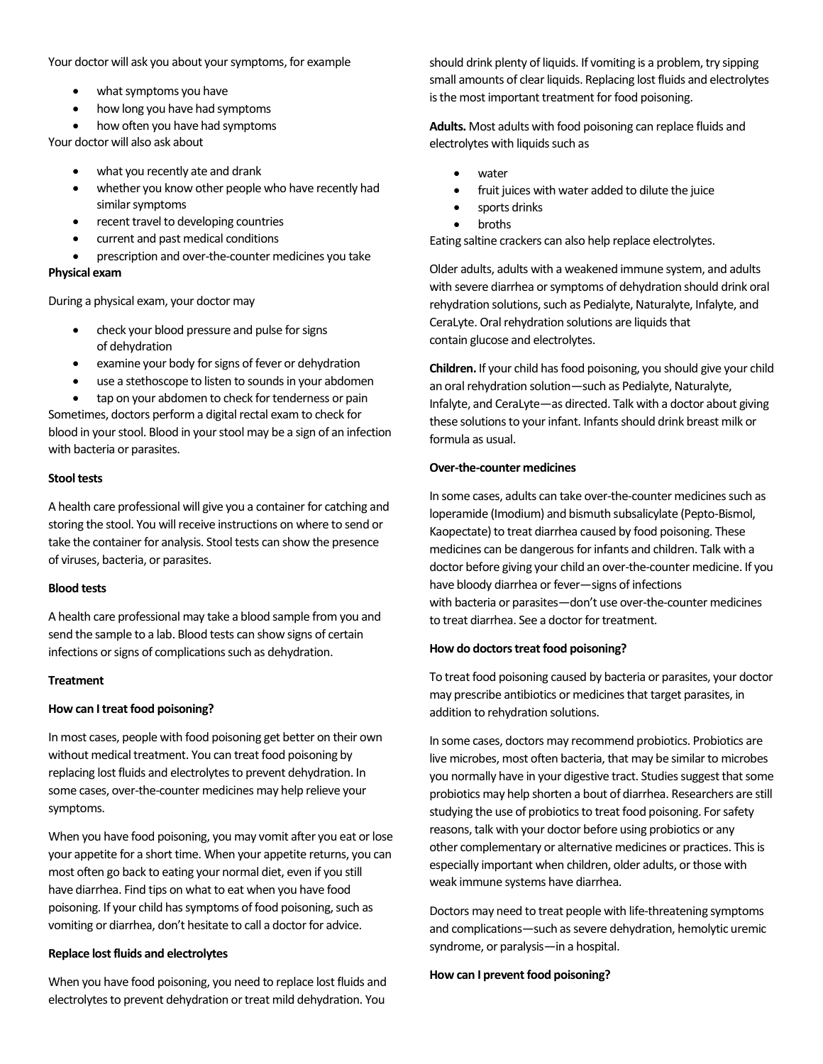Your doctor will ask you about your symptoms, for example

- what symptoms you have
- how long you have had symptoms
- how often you have had symptoms

Your doctor will also ask about

- what you recently ate and drank
- whether you know other people who have recently had similar symptoms
- recent travel to developing countries
- current and past medical conditions
- prescription and over-the-counter medicines you take

**Physical exam**

During a physical exam, your doctor may

- check your blood pressure and pulse for signs of dehydration
- examine your body for signs of fever or dehydration
- use a stethoscope to listen to sounds in your abdomen
- tap on your abdomen to check for tenderness or pain

Sometimes, doctors perform a digital rectal exam to check for blood in your stool. Blood in your stool may be a sign of an infection with bacteria or parasites.

**Stool tests**

A health care professional will give you a container for catching and storing the stool. You will receive instructions on where to send or take the container for analysis. Stool tests can show the presence of viruses, bacteria, or parasites.

**Blood tests**

A health care professional may take a blood sample from you and send the sample to a lab. Blood tests can show signs of certain infections or signs of complications such as dehydration.

**Treatment**

**How can I treat food poisoning?**

In most cases, people with food poisoning get better on their own without medical treatment. You can treat food poisoning by replacing lost fluids and electrolytes to prevent dehydration. In some cases, over-the-counter medicines may help relieve your symptoms.

When you have food poisoning, you may vomit after you eat or lose your appetite for a short time. When your appetite returns, you can most often go back to eating your normal diet, even if you still have diarrhea. Find tips on what to eat when you have food poisoning. If your child has symptoms of food poisoning, such as vomiting or diarrhea, don't hesitate to call a doctor for advice.

**Replace lost fluids and electrolytes**

When you have food poisoning, you need to replace lost fluids and electrolytes to prevent dehydration or treat mild dehydration. You should drink plenty of liquids. If vomiting is a problem, try sipping small amounts of clear liquids. Replacing lost fluids and electrolytes is the most important treatment for food poisoning.

**Adults.** Most adults with food poisoning can replace fluids and electrolytes with liquids such as

- water
- fruit juices with water added to dilute the juice
- sports drinks
- broths

Eating saltine crackers can also help replace electrolytes.

Older adults, adults with a weakened immune system, and adults with severe diarrhea or symptoms of dehydration should drink oral rehydration solutions, such as Pedialyte, Naturalyte, Infalyte, and CeraLyte. Oral rehydration solutions are liquids that contain glucose and electrolytes.

**Children.** If your child has food poisoning, you should give your child an oral rehydration solution—such as Pedialyte, Naturalyte, Infalyte, and CeraLyte—as directed. Talk with a doctor about giving these solutions to your infant. Infants should drink breast milk or formula as usual.

**Over-the-counter medicines**

In some cases, adults can take over-the-counter medicines such as loperamide (Imodium) and bismuth subsalicylate (Pepto-Bismol, Kaopectate) to treat diarrhea caused by food poisoning. These medicines can be dangerous for infants and children. Talk with a doctor before giving your child an over-the-counter medicine. If you have bloody diarrhea or fever—signs of infections with bacteria or parasites—don't use over-the-counter medicines to treat diarrhea. See a doctor for treatment.

**How do doctors treat food poisoning?**

To treat food poisoning caused by bacteria or parasites, your doctor may prescribe antibiotics or medicines that target parasites, in addition to rehydration solutions.

In some cases, doctors may recommend probiotics. Probiotics are live microbes, most often bacteria, that may be similar to microbes you normally have in your digestive tract. Studies suggest that some probiotics may help shorten a bout of diarrhea. Researchers are still studying the use of probiotics to treat food poisoning. For safety reasons, talk with your doctor before using probiotics or any other complementary or alternative medicines or practices. This is especially important when children, older adults, or those with weak immune systems have diarrhea.

Doctors may need to treat people with life-threatening symptoms and complications—such as severe dehydration, hemolytic uremic syndrome, or paralysis—in a hospital.

**How can I prevent food poisoning?**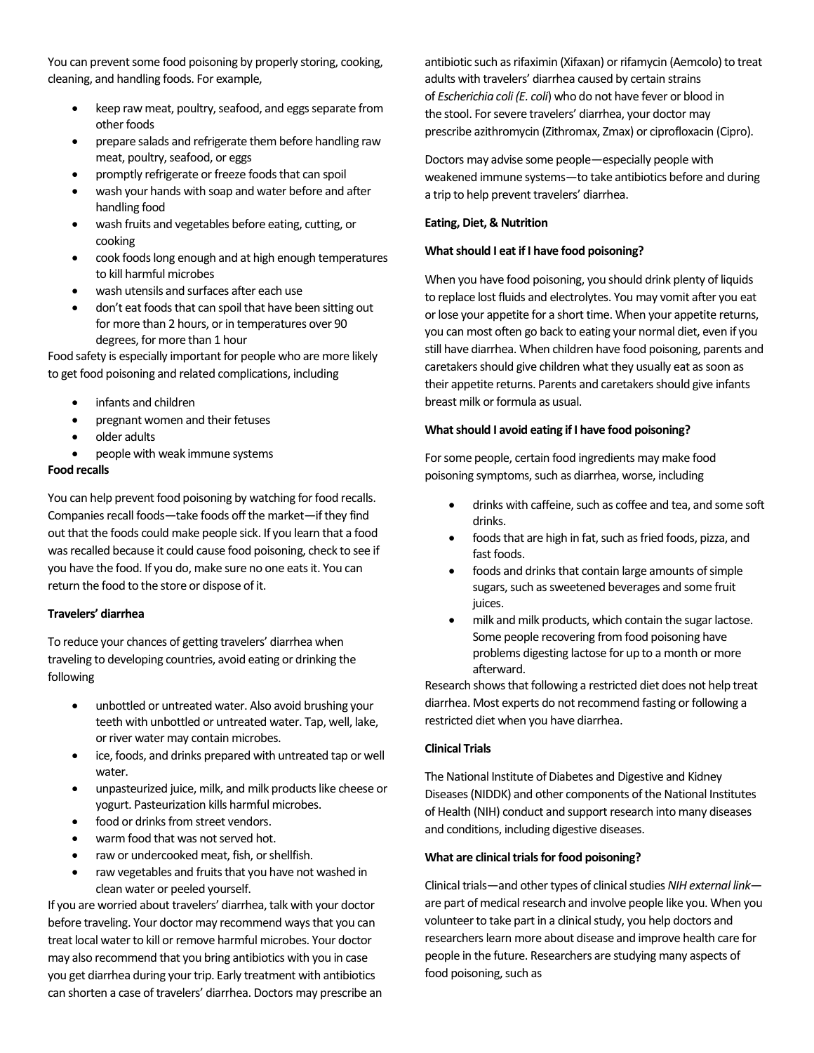You can prevent some food poisoning by properly storing, cooking, cleaning, and handling foods. For example,

- keep raw meat, poultry, seafood, and eggs separate from other foods
- prepare salads and refrigerate them before handling raw meat, poultry, seafood, or eggs
- promptly refrigerate or freeze foods that can spoil
- wash your hands with soap and water before and after handling food
- wash fruits and vegetables before eating, cutting, or cooking
- cook foods long enough and at high enough temperatures to kill harmful microbes
- wash utensils and surfaces after each use
- don't eat foods that can spoil that have been sitting out for more than 2 hours, or in temperatures over 90 degrees, for more than 1 hour

Food safety is especially important for people who are more likely to get food poisoning and related complications, including

- infants and children
- pregnant women and their fetuses
- older adults
- people with weak immune systems

**Food recalls**

You can help prevent food poisoning by watching for food recalls. Companies recall foods—take foods off the market—if they find out that the foods could make people sick. If you learn that a food was recalled because it could cause food poisoning, check to see if you have the food. If you do, make sure no one eats it. You can return the food to the store or dispose of it.

**Travelers' diarrhea**

To reduce your chances of getting travelers' diarrhea when traveling to developing countries, avoid eating or drinking the following

- unbottled or untreated water. Also avoid brushing your teeth with unbottled or untreated water. Tap, well, lake, or river water may contain microbes.
- ice, foods, and drinks prepared with untreated tap or well water.
- unpasteurized juice, milk, and milk products like cheese or yogurt. Pasteurization kills harmful microbes.
- food or drinks from street vendors.
- warm food that was not served hot.
- raw or undercooked meat, fish, or shellfish.
- raw vegetables and fruits that you have not washed in clean water or peeled yourself.

If you are worried about travelers' diarrhea, talk with your doctor before traveling. Your doctor may recommend ways that you can treat local water to kill or remove harmful microbes. Your doctor may also recommend that you bring antibiotics with you in case you get diarrhea during your trip. Early treatment with antibiotics can shorten a case of travelers' diarrhea. Doctors may prescribe an antibiotic such as rifaximin (Xifaxan) or rifamycin (Aemcolo) to treat adults with travelers' diarrhea caused by certain strains of *Escherichia coli (E. coli*) who do not have fever or blood in the stool. For severe travelers' diarrhea, your doctor may prescribe azithromycin (Zithromax, Zmax) or ciprofloxacin (Cipro).

Doctors may advise some people—especially people with weakened immune systems—to take antibiotics before and during a trip to help prevent travelers' diarrhea.

**Eating, Diet, & Nutrition**

**What should I eat if I have food poisoning?**

When you have food poisoning, you should drink plenty of liquids to replace lost fluids and electrolytes. You may vomit after you eat or lose your appetite for a short time. When your appetite returns, you can most often go back to eating your normal diet, even if you still have diarrhea. When children have food poisoning, parents and caretakers should give children what they usually eat as soon as their appetite returns. Parents and caretakers should give infants breast milk or formula as usual.

**What should I avoid eating if I have food poisoning?**

For some people, certain food ingredients may make food poisoning symptoms, such as diarrhea, worse, including

- drinks with caffeine, such as coffee and tea, and some soft drinks.
- foods that are high in fat, such as fried foods, pizza, and fast foods.
- foods and drinks that contain large amounts of simple sugars, such as sweetened beverages and some fruit juices.
- milk and milk products, which contain the sugar lactose. Some people recovering from food poisoning have problems digesting lactose for up to a month or more afterward.

Research shows that following a restricted diet does not help treat diarrhea. Most experts do not recommend fasting or following a restricted diet when you have diarrhea.

**Clinical Trials**

The National Institute of Diabetes and Digestive and Kidney Diseases (NIDDK) and other components of the National Institutes of Health (NIH) conduct and support research into many diseases and conditions, including digestive diseases.

**What are clinical trials for food poisoning?**

Clinical trials—and other types of clinical studies *NIH external link*—are part of medical research and involve people like you. When you volunteer to take part in a clinical study, you help doctors and researchers learn more about disease and improve health care for people in the future. Researchers are studying many aspects of food poisoning, such as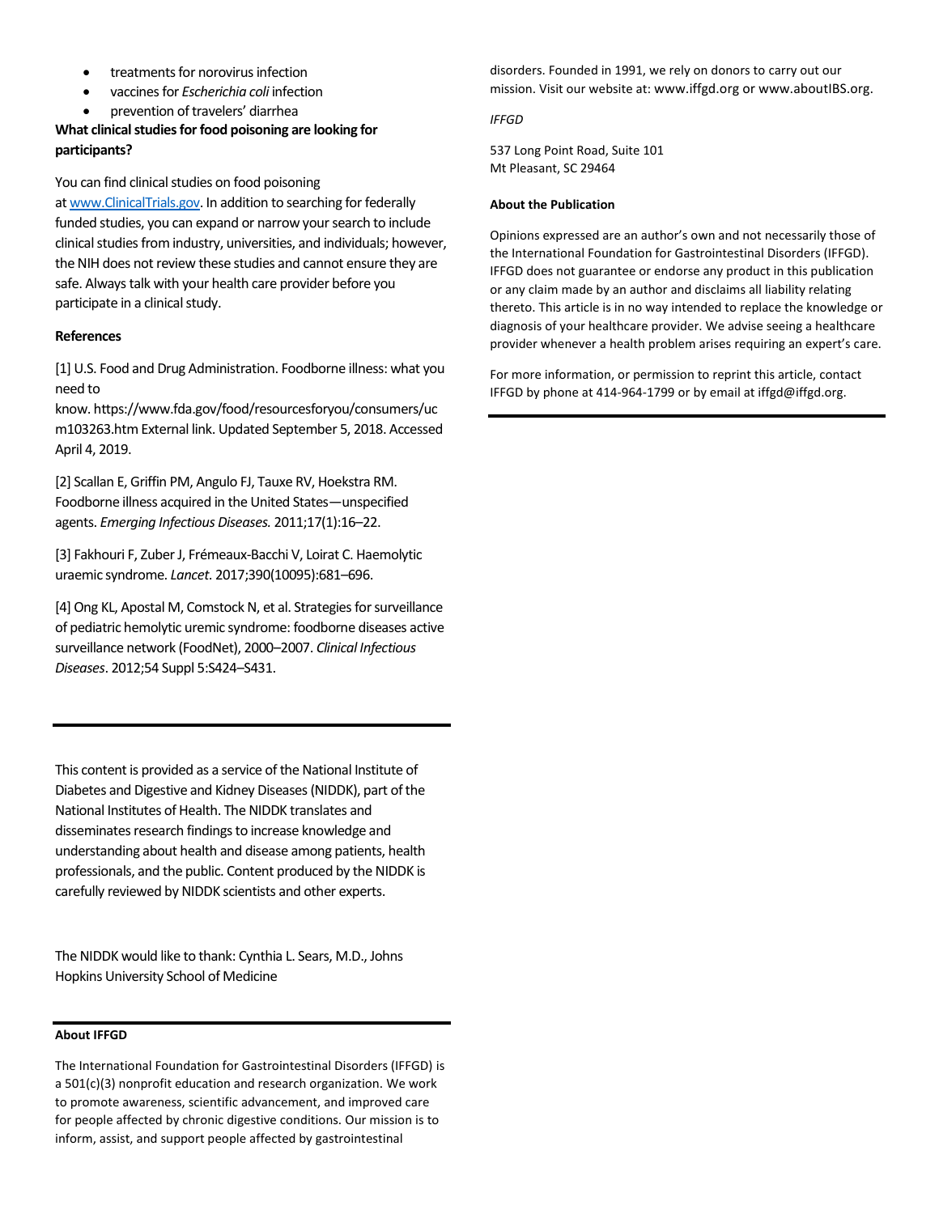- treatments for norovirus infection
- vaccines for *Escherichia coli* infection
- prevention of travelers' diarrhea

**What clinical studies for food poisoning are looking for participants?**

You can find clinical studies on food poisoning at [www.ClinicalTrials.gov](www.ClinicalTrials.gov). In addition to searching for federally funded studies, you can expand or narrow your search to include clinical studies from industry, universities, and individuals; however, the NIH does not review these studies and cannot ensure they are safe. Always talk with your health care provider before you participate in a clinical study.

**References**

[1] U.S. Food and Drug Administration. Foodborne illness: what you need to know. https://www.fda.gov/food/resourcesforyou/consumers/ucm103263.htm External link. Updated September 5, 2018. Accessed April 4, 2019.

[2] Scallan E, Griffin PM, Angulo FJ, Tauxe RV, Hoekstra RM. Foodborne illness acquired in the United States—unspecified agents. *Emerging Infectious Diseases.* 2011;17(1):16–22.

[3] Fakhouri F, Zuber J, Frémeaux-Bacchi V, Loirat C. Haemolytic uraemic syndrome. *Lancet*. 2017;390(10095):681–696.

[4] Ong KL, Apostal M, Comstock N, et al. Strategies for surveillance of pediatric hemolytic uremic syndrome: foodborne diseases active surveillance network (FoodNet), 2000–2007. *Clinical Infectious Diseases*. 2012;54 Suppl 5:S424–S431.

---

This content is provided as a service of the National Institute of Diabetes and Digestive and Kidney Diseases (NIDDK), part of the National Institutes of Health. The NIDDK translates and disseminates research findings to increase knowledge and understanding about health and disease among patients, health professionals, and the public. Content produced by the NIDDK is carefully reviewed by NIDDK scientists and other experts.

The NIDDK would like to thank: Cynthia L. Sears, M.D., Johns Hopkins University School of Medicine

---

**About IFFGD**

The International Foundation for Gastrointestinal Disorders (IFFGD) is a 501(c)(3) nonprofit education and research organization. We work to promote awareness, scientific advancement, and improved care for people affected by chronic digestive conditions. Our mission is to inform, assist, and support people affected by gastrointestinal disorders. Founded in 1991, we rely on donors to carry out our mission. Visit our website at: www.iffgd.org or www.aboutIBS.org.

*IFFGD*

537 Long Point Road, Suite 101
Mt Pleasant, SC 29464

**About the Publication**

Opinions expressed are an author's own and not necessarily those of the International Foundation for Gastrointestinal Disorders (IFFGD). IFFGD does not guarantee or endorse any product in this publication or any claim made by an author and disclaims all liability relating thereto. This article is in no way intended to replace the knowledge or diagnosis of your healthcare provider. We advise seeing a healthcare provider whenever a health problem arises requiring an expert's care.

For more information, or permission to reprint this article, contact IFFGD by phone at 414-964-1799 or by email at iffgd@iffgd.org.